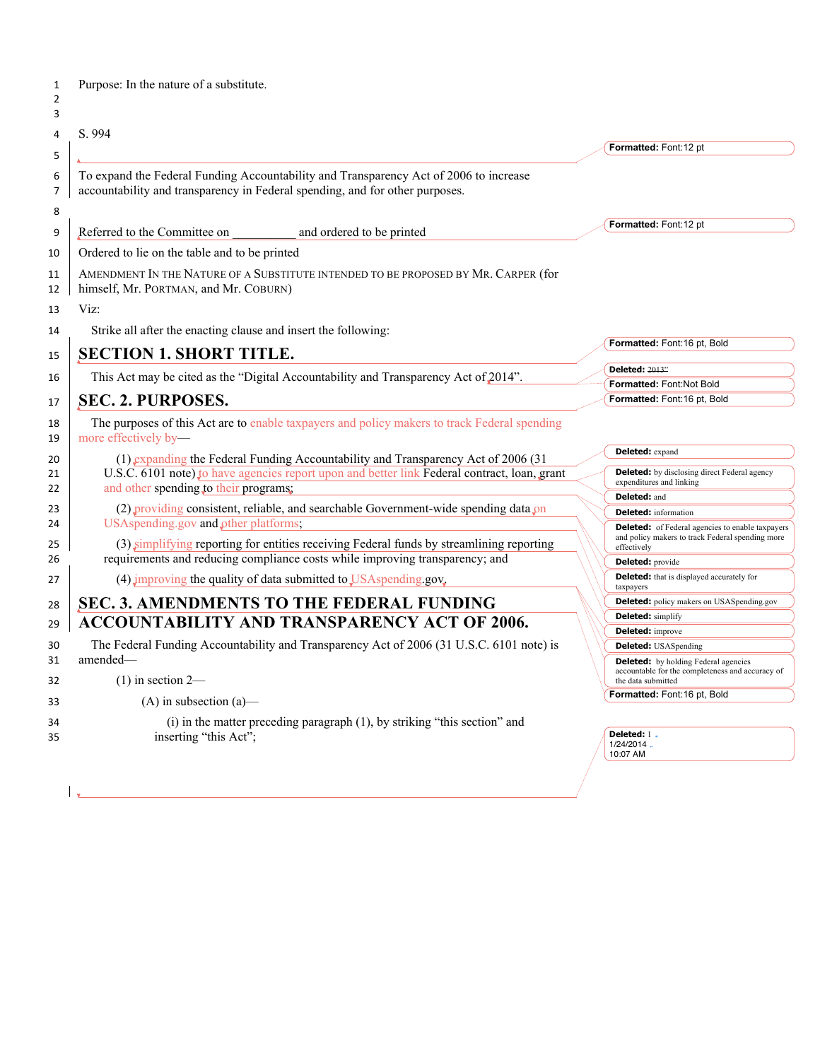Purpose: In the nature of a substitute.

S. 994

To expand the Federal Funding Accountability and Transparency Act of 2006 to increase accountability and transparency in Federal spending, and for other purposes.

Referred to the Committee on __________ and ordered to be printed

Ordered to lie on the table and to be printed

AMENDMENT IN THE NATURE OF A SUBSTITUTE INTENDED TO BE PROPOSED BY MR. CARPER (for himself, Mr. PORTMAN, and Mr. COBURN)

Viz:

Strike all after the enacting clause and insert the following:

# SECTION 1. SHORT TITLE.

This Act may be cited as the "Digital Accountability and Transparency Act of 2014".

# SEC. 2. PURPOSES.

The purposes of this Act are to enable taxpayers and policy makers to track Federal spending more effectively by—

(1) expanding the Federal Funding Accountability and Transparency Act of 2006 (31 U.S.C. 6101 note) to have agencies report upon and better link Federal contract, loan, grant and other spending to their programs;

(2) providing consistent, reliable, and searchable Government-wide spending data on USAspending.gov and other platforms;

(3) simplifying reporting for entities receiving Federal funds by streamlining reporting requirements and reducing compliance costs while improving transparency; and

(4) improving the quality of data submitted to USAspending.gov.

# SEC. 3. AMENDMENTS TO THE FEDERAL FUNDING ACCOUNTABILITY AND TRANSPARENCY ACT OF 2006.

The Federal Funding Accountability and Transparency Act of 2006 (31 U.S.C. 6101 note) is amended—

(1) in section 2—

(A) in subsection (a)—

(i) in the matter preceding paragraph (1), by striking "this section" and inserting "this Act";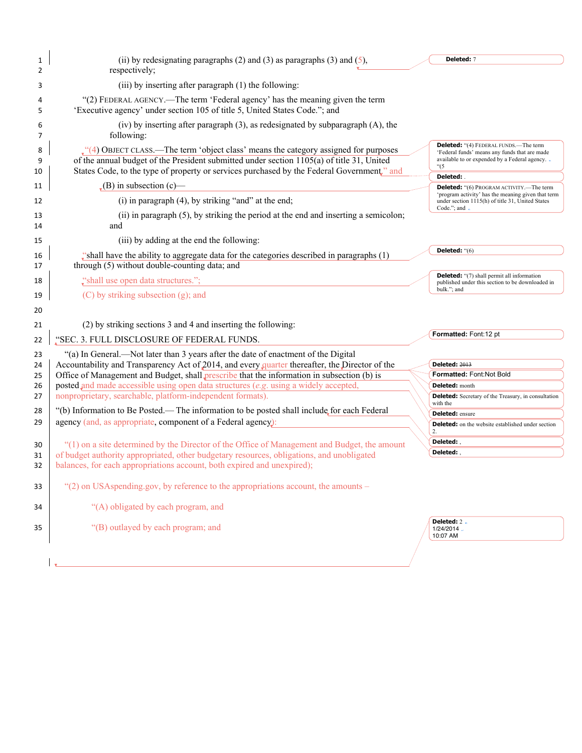(ii) by redesignating paragraphs (2) and (3) as paragraphs (3) and (5), respectively;

(iii) by inserting after paragraph (1) the following:

"(2) FEDERAL AGENCY.—The term 'Federal agency' has the meaning given the term 'Executive agency' under section 105 of title 5, United States Code."; and

(iv) by inserting after paragraph (3), as redesignated by subparagraph (A), the following:

"(4) OBJECT CLASS.—The term 'object class' means the category assigned for purposes of the annual budget of the President submitted under section 1105(a) of title 31, United States Code, to the type of property or services purchased by the Federal Government." and

(B) in subsection (c)—

(i) in paragraph (4), by striking "and" at the end;

(ii) in paragraph (5), by striking the period at the end and inserting a semicolon; and

(iii) by adding at the end the following:

"shall have the ability to aggregate data for the categories described in paragraphs (1) through (5) without double-counting data; and

"shall use open data structures.";

(C) by striking subsection (g); and

(2) by striking sections 3 and 4 and inserting the following:

"SEC. 3. FULL DISCLOSURE OF FEDERAL FUNDS.

"(a) In General.—Not later than 3 years after the date of enactment of the Digital Accountability and Transparency Act of 2014, and every quarter thereafter, the Director of the Office of Management and Budget, shall prescribe that the information in subsection (b) is posted and made accessible using open data structures (*e.g.* using a widely accepted, nonproprietary, searchable, platform-independent formats).

"(b) Information to Be Posted.— The information to be posted shall include for each Federal agency (and, as appropriate, component of a Federal agency):

"(1) on a site determined by the Director of the Office of Management and Budget, the amount of budget authority appropriated, other budgetary resources, obligations, and unobligated balances, for each appropriations account, both expired and unexpired);

"(2) on USAspending.gov, by reference to the appropriations account, the amounts –

"(A) obligated by each program, and

"(B) outlayed by each program; and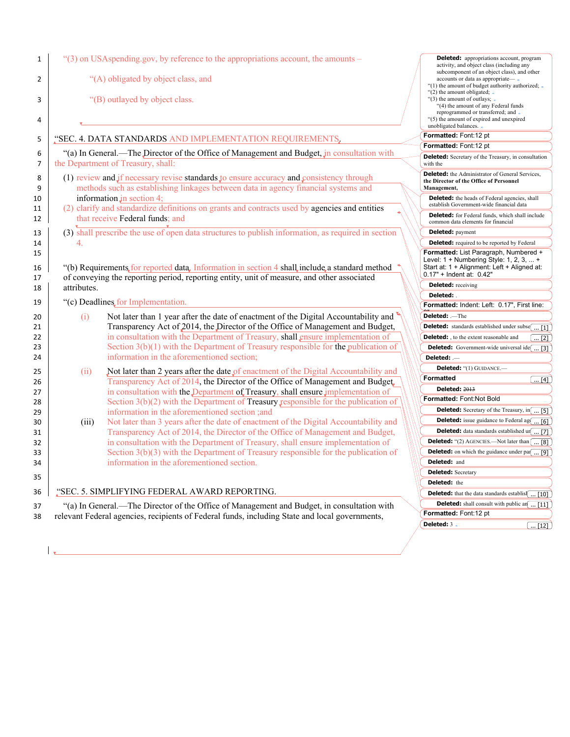"(3) on USAspending.gov, by reference to the appropriations account, the amounts –

"(A) obligated by object class, and

"(B) outlayed by object class.

"SEC. 4. DATA STANDARDS AND IMPLEMENTATION REQUIREMENTS.

"(a) In General.—The Director of the Office of Management and Budget, in consultation with the Department of Treasury, shall:

(1) review and if necessary revise standards to ensure accuracy and consistency through methods such as establishing linkages between data in agency financial systems and information in section 4;

(2) clarify and standardize definitions on grants and contracts used by agencies and entities that receive Federal funds; and

(3) shall prescribe the use of open data structures to publish information, as required in section 4.

"(b) Requirements for reported data. Information in section 4 shall include a standard method of conveying the reporting period, reporting entity, unit of measure, and other associated attributes.

"(c) Deadlines for Implementation.

(i) Not later than 1 year after the date of enactment of the Digital Accountability and Transparency Act of 2014, the Director of the Office of Management and Budget, in consultation with the Department of Treasury, shall ensure implementation of Section 3(b)(1) with the Department of Treasury responsible for the publication of information in the aforementioned section;

(ii) Not later than 2 years after the date of enactment of the Digital Accountability and Transparency Act of 2014, the Director of the Office of Management and Budget, in consultation with the Department of Treasury, shall ensure implementation of Section 3(b)(2) with the Department of Treasury responsible for the publication of information in the aforementioned section ;and

(iii) Not later than 3 years after the date of enactment of the Digital Accountability and Transparency Act of 2014, the Director of the Office of Management and Budget, in consultation with the Department of Treasury, shall ensure implementation of Section 3(b)(3) with the Department of Treasury responsible for the publication of information in the aforementioned section.

"SEC. 5. SIMPLIFYING FEDERAL AWARD REPORTING.

"(a) In General.—The Director of the Office of Management and Budget, in consultation with relevant Federal agencies, recipients of Federal funds, including State and local governments,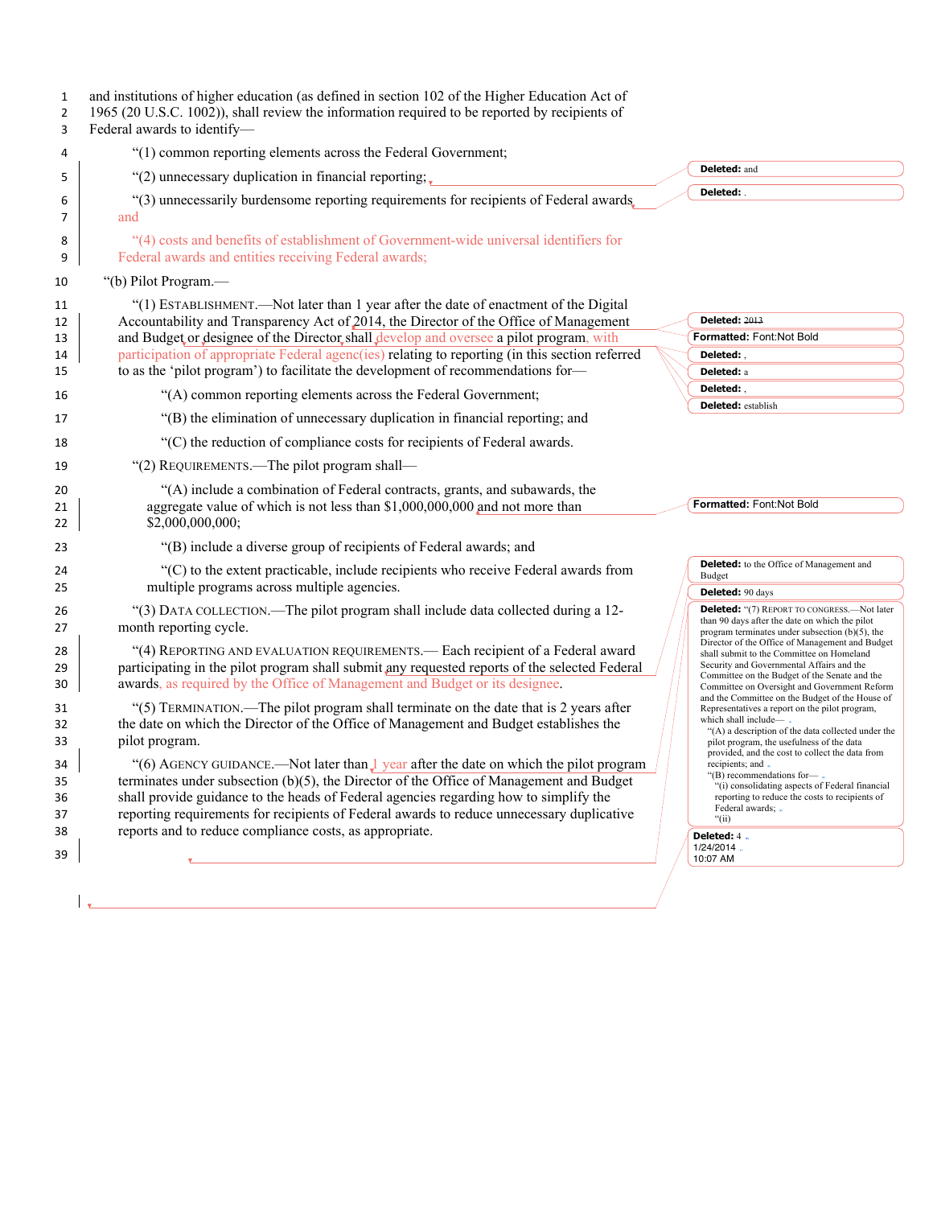and institutions of higher education (as defined in section 102 of the Higher Education Act of 1965 (20 U.S.C. 1002)), shall review the information required to be reported by recipients of Federal awards to identify—

"(1) common reporting elements across the Federal Government;

"(2) unnecessary duplication in financial reporting;

"(3) unnecessarily burdensome reporting requirements for recipients of Federal awards and

"(4) costs and benefits of establishment of Government-wide universal identifiers for Federal awards and entities receiving Federal awards;

"(b) Pilot Program.—

"(1) ESTABLISHMENT.—Not later than 1 year after the date of enactment of the Digital Accountability and Transparency Act of 2014, the Director of the Office of Management and Budget or designee of the Director shall develop and oversee a pilot program, with participation of appropriate Federal agenc(ies) relating to reporting (in this section referred to as the 'pilot program') to facilitate the development of recommendations for—

"(A) common reporting elements across the Federal Government;

"(B) the elimination of unnecessary duplication in financial reporting; and

"(C) the reduction of compliance costs for recipients of Federal awards.

"(2) REQUIREMENTS.—The pilot program shall—

"(A) include a combination of Federal contracts, grants, and subawards, the aggregate value of which is not less than $1,000,000,000 and not more than $2,000,000,000;

"(B) include a diverse group of recipients of Federal awards; and

"(C) to the extent practicable, include recipients who receive Federal awards from multiple programs across multiple agencies.

"(3) DATA COLLECTION.—The pilot program shall include data collected during a 12-month reporting cycle.

"(4) REPORTING AND EVALUATION REQUIREMENTS.— Each recipient of a Federal award participating in the pilot program shall submit any requested reports of the selected Federal awards, as required by the Office of Management and Budget or its designee.

"(5) TERMINATION.—The pilot program shall terminate on the date that is 2 years after the date on which the Director of the Office of Management and Budget establishes the pilot program.

"(6) AGENCY GUIDANCE.—Not later than 1 year after the date on which the pilot program terminates under subsection (b)(5), the Director of the Office of Management and Budget shall provide guidance to the heads of Federal agencies regarding how to simplify the reporting requirements for recipients of Federal awards to reduce unnecessary duplicative reports and to reduce compliance costs, as appropriate.

Deleted: and

Deleted: .

Deleted: 2013

Formatted: Font:Not Bold

Deleted: ,

Deleted: a

Deleted: ,

Deleted: establish

Formatted: Font:Not Bold

Deleted: to the Office of Management and Budget

Deleted: 90 days

Deleted: "(7) REPORT TO CONGRESS.—Not later than 90 days after the date on which the pilot program terminates under subsection (b)(5), the Director of the Office of Management and Budget shall submit to the Committee on Homeland Security and Governmental Affairs and the Committee on the Budget of the Senate and the Committee on Oversight and Government Reform and the Committee on the Budget of the House of Representatives a report on the pilot program, which shall include—
"(A) a description of the data collected under the pilot program, the usefulness of the data provided, and the cost to collect the data from recipients; and
"(B) recommendations for—
"(i) consolidating aspects of Federal financial reporting to reduce the costs to recipients of Federal awards;
"(ii)

Deleted: 4
1/24/2014
10:07 AM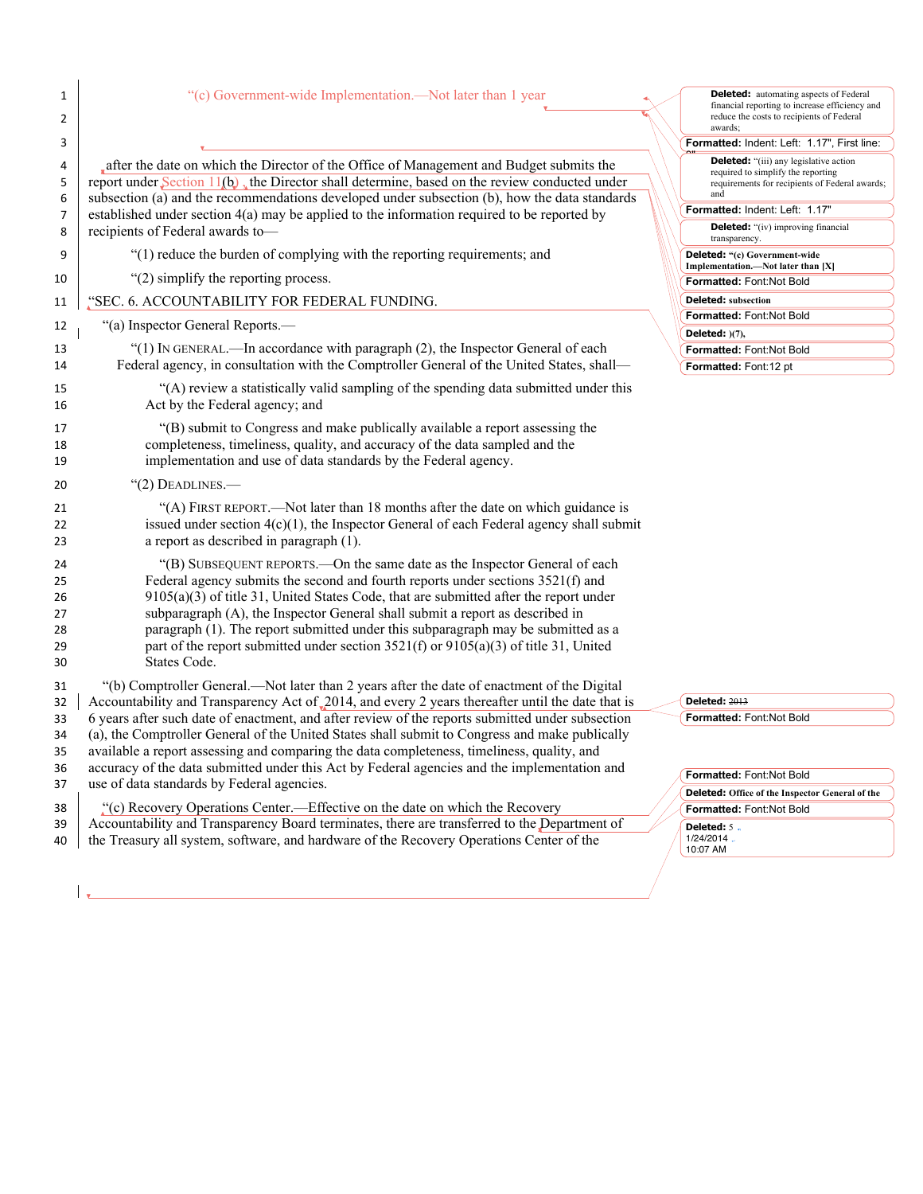"(c) Government-wide Implementation.—Not later than 1 year

after the date on which the Director of the Office of Management and Budget submits the report under Section 11(b), the Director shall determine, based on the review conducted under subsection (a) and the recommendations developed under subsection (b), how the data standards established under section 4(a) may be applied to the information required to be reported by recipients of Federal awards to—

"(1) reduce the burden of complying with the reporting requirements; and

"(2) simplify the reporting process.

"SEC. 6. ACCOUNTABILITY FOR FEDERAL FUNDING.

"(a) Inspector General Reports.—

"(1) IN GENERAL.—In accordance with paragraph (2), the Inspector General of each Federal agency, in consultation with the Comptroller General of the United States, shall—

"(A) review a statistically valid sampling of the spending data submitted under this Act by the Federal agency; and

"(B) submit to Congress and make publically available a report assessing the completeness, timeliness, quality, and accuracy of the data sampled and the implementation and use of data standards by the Federal agency.

"(2) DEADLINES.—

"(A) FIRST REPORT.—Not later than 18 months after the date on which guidance is issued under section 4(c)(1), the Inspector General of each Federal agency shall submit a report as described in paragraph (1).

"(B) SUBSEQUENT REPORTS.—On the same date as the Inspector General of each Federal agency submits the second and fourth reports under sections 3521(f) and 9105(a)(3) of title 31, United States Code, that are submitted after the report under subparagraph (A), the Inspector General shall submit a report as described in paragraph (1). The report submitted under this subparagraph may be submitted as a part of the report submitted under section 3521(f) or 9105(a)(3) of title 31, United States Code.

"(b) Comptroller General.—Not later than 2 years after the date of enactment of the Digital Accountability and Transparency Act of 2014, and every 2 years thereafter until the date that is 6 years after such date of enactment, and after review of the reports submitted under subsection (a), the Comptroller General of the United States shall submit to Congress and make publically available a report assessing and comparing the data completeness, timeliness, quality, and accuracy of the data submitted under this Act by Federal agencies and the implementation and use of data standards by Federal agencies.

"(c) Recovery Operations Center.—Effective on the date on which the Recovery Accountability and Transparency Board terminates, there are transferred to the Department of the Treasury all system, software, and hardware of the Recovery Operations Center of the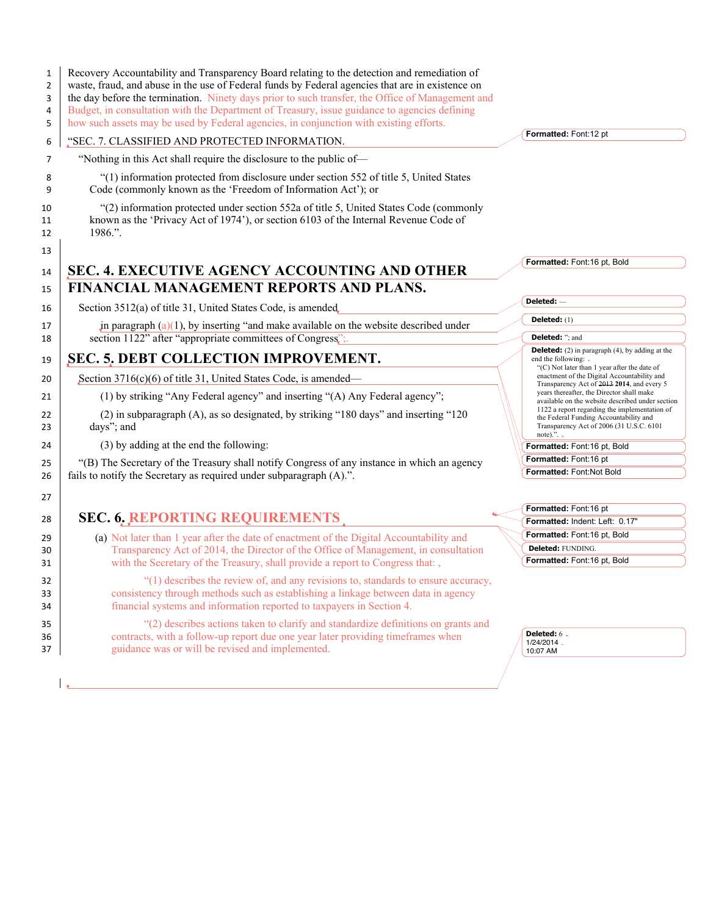Recovery Accountability and Transparency Board relating to the detection and remediation of waste, fraud, and abuse in the use of Federal funds by Federal agencies that are in existence on the day before the termination. Ninety days prior to such transfer, the Office of Management and Budget, in consultation with the Department of Treasury, issue guidance to agencies defining how such assets may be used by Federal agencies, in conjunction with existing efforts.

"SEC. 7. CLASSIFIED AND PROTECTED INFORMATION.

"Nothing in this Act shall require the disclosure to the public of—

"(1) information protected from disclosure under section 552 of title 5, United States Code (commonly known as the 'Freedom of Information Act'); or

"(2) information protected under section 552a of title 5, United States Code (commonly known as the 'Privacy Act of 1974'), or section 6103 of the Internal Revenue Code of 1986.".

## SEC. 4. EXECUTIVE AGENCY ACCOUNTING AND OTHER FINANCIAL MANAGEMENT REPORTS AND PLANS.

Section 3512(a) of title 31, United States Code, is amended

in paragraph (a)(1), by inserting "and make available on the website described under section 1122" after "appropriate committees of Congress";.

## SEC. 5. DEBT COLLECTION IMPROVEMENT.

Section 3716(c)(6) of title 31, United States Code, is amended—

(1) by striking "Any Federal agency" and inserting "(A) Any Federal agency";

(2) in subparagraph (A), as so designated, by striking "180 days" and inserting "120 days"; and

(3) by adding at the end the following:

"(B) The Secretary of the Treasury shall notify Congress of any instance in which an agency fails to notify the Secretary as required under subparagraph (A).".

## SEC. 6. REPORTING REQUIREMENTS

(a) Not later than 1 year after the date of enactment of the Digital Accountability and Transparency Act of 2014, the Director of the Office of Management, in consultation with the Secretary of the Treasury, shall provide a report to Congress that: ,

"(1) describes the review of, and any revisions to, standards to ensure accuracy, consistency through methods such as establishing a linkage between data in agency financial systems and information reported to taxpayers in Section 4.

"(2) describes actions taken to clarify and standardize definitions on grants and contracts, with a follow-up report due one year later providing timeframes when guidance was or will be revised and implemented.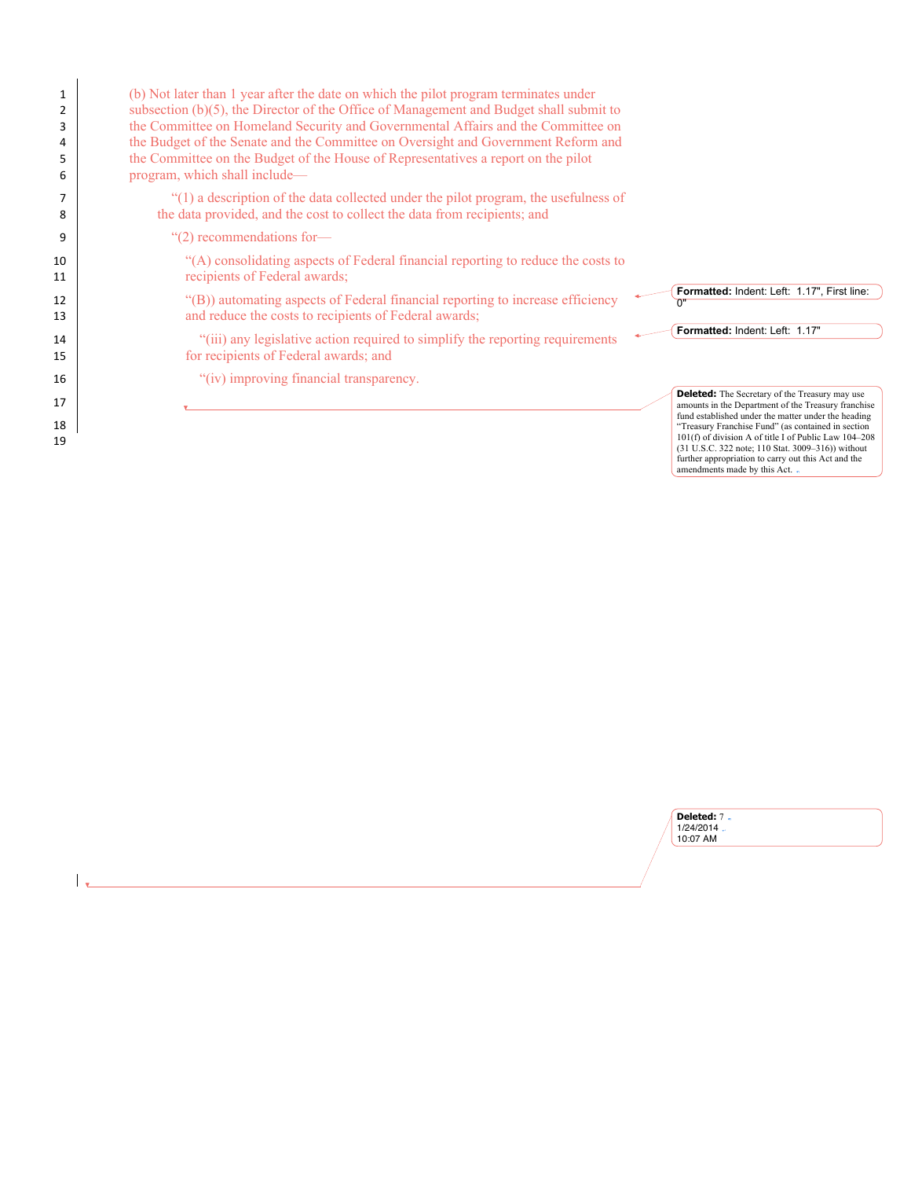(b) Not later than 1 year after the date on which the pilot program terminates under subsection (b)(5), the Director of the Office of Management and Budget shall submit to the Committee on Homeland Security and Governmental Affairs and the Committee on the Budget of the Senate and the Committee on Oversight and Government Reform and the Committee on the Budget of the House of Representatives a report on the pilot program, which shall include—

"(1) a description of the data collected under the pilot program, the usefulness of the data provided, and the cost to collect the data from recipients; and

"(2) recommendations for—

"(A) consolidating aspects of Federal financial reporting to reduce the costs to recipients of Federal awards;

"(B)) automating aspects of Federal financial reporting to increase efficiency and reduce the costs to recipients of Federal awards;

"(iii) any legislative action required to simplify the reporting requirements for recipients of Federal awards; and

"(iv) improving financial transparency.

**Formatted:** Indent: Left: 1.17", First line: 0"

**Formatted:** Indent: Left: 1.17"

**Deleted:** The Secretary of the Treasury may use amounts in the Department of the Treasury franchise fund established under the matter under the heading "Treasury Franchise Fund" (as contained in section 101(f) of division A of title I of Public Law 104–208 (31 U.S.C. 322 note; 110 Stat. 3009–316)) without further appropriation to carry out this Act and the amendments made by this Act.

**Deleted:** 7 1/24/2014 10:07 AM